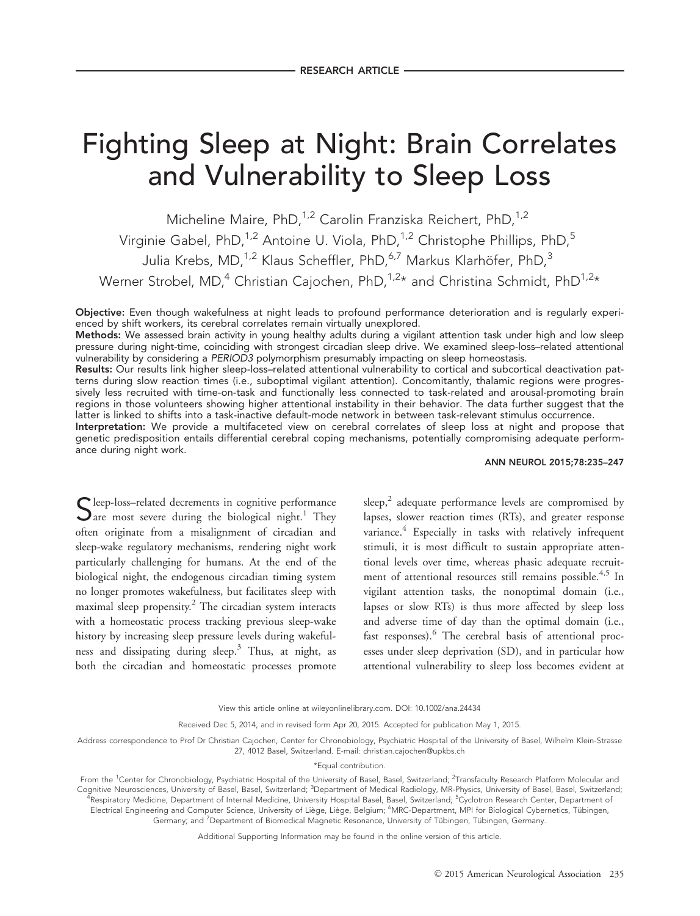RESEARCH ARTICLE

# Fighting Sleep at Night: Brain Correlates and Vulnerability to Sleep Loss

Micheline Maire, PhD,[1,2] Carolin Franziska Reichert, PhD,[1,2] Virginie Gabel, PhD,[1,2] Antoine U. Viola, PhD,[1,2] Christophe Phillips, PhD,[5] Julia Krebs, MD,[1,2] Klaus Scheffler, PhD,[6,7] Markus Klarhöfer, PhD,[3] Werner Strobel, MD,[4] Christian Cajochen, PhD,[1,2]* and Christina Schmidt, PhD[1,2]*

**Objective:** Even though wakefulness at night leads to profound performance deterioration and is regularly experienced by shift workers, its cerebral correlates remain virtually unexplored.

**Methods:** We assessed brain activity in young healthy adults during a vigilant attention task under high and low sleep pressure during night-time, coinciding with strongest circadian sleep drive. We examined sleep-loss–related attentional vulnerability by considering a *PERIOD3* polymorphism presumably impacting on sleep homeostasis.

**Results:** Our results link higher sleep-loss–related attentional vulnerability to cortical and subcortical deactivation patterns during slow reaction times (i.e., suboptimal vigilant attention). Concomitantly, thalamic regions were progressively less recruited with time-on-task and functionally less connected to task-related and arousal-promoting brain regions in those volunteers showing higher attentional instability in their behavior. The data further suggest that the latter is linked to shifts into a task-inactive default-mode network in between task-relevant stimulus occurrence.

**Interpretation:** We provide a multifaceted view on cerebral correlates of sleep loss at night and propose that genetic predisposition entails differential cerebral coping mechanisms, potentially compromising adequate performance during night work.

ANN NEUROL 2015;78:235–247

Sleep-loss–related decrements in cognitive performance are most severe during the biological night.[1] They often originate from a misalignment of circadian and sleep-wake regulatory mechanisms, rendering night work particularly challenging for humans. At the end of the biological night, the endogenous circadian timing system no longer promotes wakefulness, but facilitates sleep with maximal sleep propensity.[2] The circadian system interacts with a homeostatic process tracking previous sleep-wake history by increasing sleep pressure levels during wakefulness and dissipating during sleep.[3] Thus, at night, as both the circadian and homeostatic processes promote sleep,[2] adequate performance levels are compromised by lapses, slower reaction times (RTs), and greater response variance.[4] Especially in tasks with relatively infrequent stimuli, it is most difficult to sustain appropriate attentional levels over time, whereas phasic adequate recruitment of attentional resources still remains possible.[4,5] In vigilant attention tasks, the nonoptimal domain (i.e., lapses or slow RTs) is thus more affected by sleep loss and adverse time of day than the optimal domain (i.e., fast responses).[6] The cerebral basis of attentional processes under sleep deprivation (SD), and in particular how attentional vulnerability to sleep loss becomes evident at

View this article online at wileyonlinelibrary.com. DOI: 10.1002/ana.24434

Received Dec 5, 2014, and in revised form Apr 20, 2015. Accepted for publication May 1, 2015.

Address correspondence to Prof Dr Christian Cajochen, Center for Chronobiology, Psychiatric Hospital of the University of Basel, Wilhelm Klein-Strasse 27, 4012 Basel, Switzerland. E-mail: christian.cajochen@upkbs.ch

*Equal contribution.

From the [1]Center for Chronobiology, Psychiatric Hospital of the University of Basel, Basel, Switzerland; [2]Transfaculty Research Platform Molecular and Cognitive Neurosciences, University of Basel, Basel, Switzerland; [3]Department of Medical Radiology, MR-Physics, University of Basel, Basel, Switzerland; [4]Respiratory Medicine, Department of Internal Medicine, University Hospital Basel, Basel, Switzerland; [5]Cyclotron Research Center, Department of Electrical Engineering and Computer Science, University of Liège, Liège, Belgium; [6]MRC-Department, MPI for Biological Cybernetics, Tübingen, Germany; and [7]Department of Biomedical Magnetic Resonance, University of Tübingen, Tübingen, Germany.

Additional Supporting Information may be found in the online version of this article.

© 2015 American Neurological Association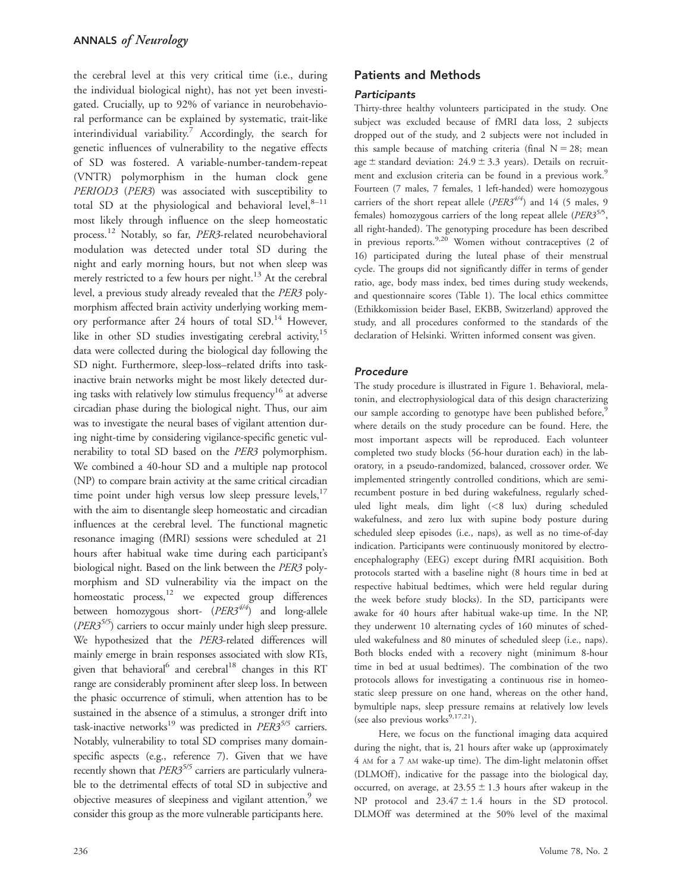the cerebral level at this very critical time (i.e., during the individual biological night), has not yet been investigated. Crucially, up to 92% of variance in neurobehavioral performance can be explained by systematic, trait-like interindividual variability.[7] Accordingly, the search for genetic influences of vulnerability to the negative effects of SD was fostered. A variable-number-tandem-repeat (VNTR) polymorphism in the human clock gene *PERIOD3* (*PER3*) was associated with susceptibility to total SD at the physiological and behavioral level,[8–11] most likely through influence on the sleep homeostatic process.[12] Notably, so far, *PER3*-related neurobehavioral modulation was detected under total SD during the night and early morning hours, but not when sleep was merely restricted to a few hours per night.[13] At the cerebral level, a previous study already revealed that the *PER3* polymorphism affected brain activity underlying working memory performance after 24 hours of total SD.[14] However, like in other SD studies investigating cerebral activity,[15] data were collected during the biological day following the SD night. Furthermore, sleep-loss–related drifts into task-inactive brain networks might be most likely detected during tasks with relatively low stimulus frequency[16] at adverse circadian phase during the biological night. Thus, our aim was to investigate the neural bases of vigilant attention during night-time by considering vigilance-specific genetic vulnerability to total SD based on the *PER3* polymorphism. We combined a 40-hour SD and a multiple nap protocol (NP) to compare brain activity at the same critical circadian time point under high versus low sleep pressure levels,[17] with the aim to disentangle sleep homeostatic and circadian influences at the cerebral level. The functional magnetic resonance imaging (fMRI) sessions were scheduled at 21 hours after habitual wake time during each participant's biological night. Based on the link between the *PER3* polymorphism and SD vulnerability via the impact on the homeostatic process,[12] we expected group differences between homozygous short- ($PER3^{4/4}$) and long-allele ($PER3^{5/5}$) carriers to occur mainly under high sleep pressure. We hypothesized that the *PER3*-related differences will mainly emerge in brain responses associated with slow RTs, given that behavioral[6] and cerebral[18] changes in this RT range are considerably prominent after sleep loss. In between the phasic occurrence of stimuli, when attention has to be sustained in the absence of a stimulus, a stronger drift into task-inactive networks[19] was predicted in $PER3^{5/5}$ carriers. Notably, vulnerability to total SD comprises many domain-specific aspects (e.g., reference 7). Given that we have recently shown that $PER3^{5/5}$ carriers are particularly vulnerable to the detrimental effects of total SD in subjective and objective measures of sleepiness and vigilant attention,[9] we consider this group as the more vulnerable participants here.

## Patients and Methods

### Participants

Thirty-three healthy volunteers participated in the study. One subject was excluded because of fMRI data loss, 2 subjects dropped out of the study, and 2 subjects were not included in this sample because of matching criteria (final N = 28; mean age ± standard deviation: 24.9 ± 3.3 years). Details on recruitment and exclusion criteria can be found in a previous work.[9] Fourteen (7 males, 7 females, 1 left-handed) were homozygous carriers of the short repeat allele ($PER3^{4/4}$) and 14 (5 males, 9 females) homozygous carriers of the long repeat allele ($PER3^{5/5}$, all right-handed). The genotyping procedure has been described in previous reports.[9,20] Women without contraceptives (2 of 16) participated during the luteal phase of their menstrual cycle. The groups did not significantly differ in terms of gender ratio, age, body mass index, bed times during study weekends, and questionnaire scores (Table 1). The local ethics committee (Ethikkomission beider Basel, EKBB, Switzerland) approved the study, and all procedures conformed to the standards of the declaration of Helsinki. Written informed consent was given.

### Procedure

The study procedure is illustrated in Figure 1. Behavioral, melatonin, and electrophysiological data of this design characterizing our sample according to genotype have been published before,[9] where details on the study procedure can be found. Here, the most important aspects will be reproduced. Each volunteer completed two study blocks (56-hour duration each) in the laboratory, in a pseudo-randomized, balanced, crossover order. We implemented stringently controlled conditions, which are semi-recumbent posture in bed during wakefulness, regularly scheduled light meals, dim light (<8 lux) during scheduled wakefulness, and zero lux with supine body posture during scheduled sleep episodes (i.e., naps), as well as no time-of-day indication. Participants were continuously monitored by electroencephalography (EEG) except during fMRI acquisition. Both protocols started with a baseline night (8 hours time in bed at respective habitual bedtimes, which were held regular during the week before study blocks). In the SD, participants were awake for 40 hours after habitual wake-up time. In the NP, they underwent 10 alternating cycles of 160 minutes of scheduled wakefulness and 80 minutes of scheduled sleep (i.e., naps). Both blocks ended with a recovery night (minimum 8-hour time in bed at usual bedtimes). The combination of the two protocols allows for investigating a continuous rise in homeostatic sleep pressure on one hand, whereas on the other hand, bymultiple naps, sleep pressure remains at relatively low levels (see also previous works[9,17,21]).

Here, we focus on the functional imaging data acquired during the night, that is, 21 hours after wake up (approximately 4 AM for a 7 AM wake-up time). The dim-light melatonin offset (DLMOff), indicative for the passage into the biological day, occurred, on average, at 23.55 ± 1.3 hours after wakeup in the NP protocol and 23.47 ± 1.4 hours in the SD protocol. DLMOff was determined at the 50% level of the maximal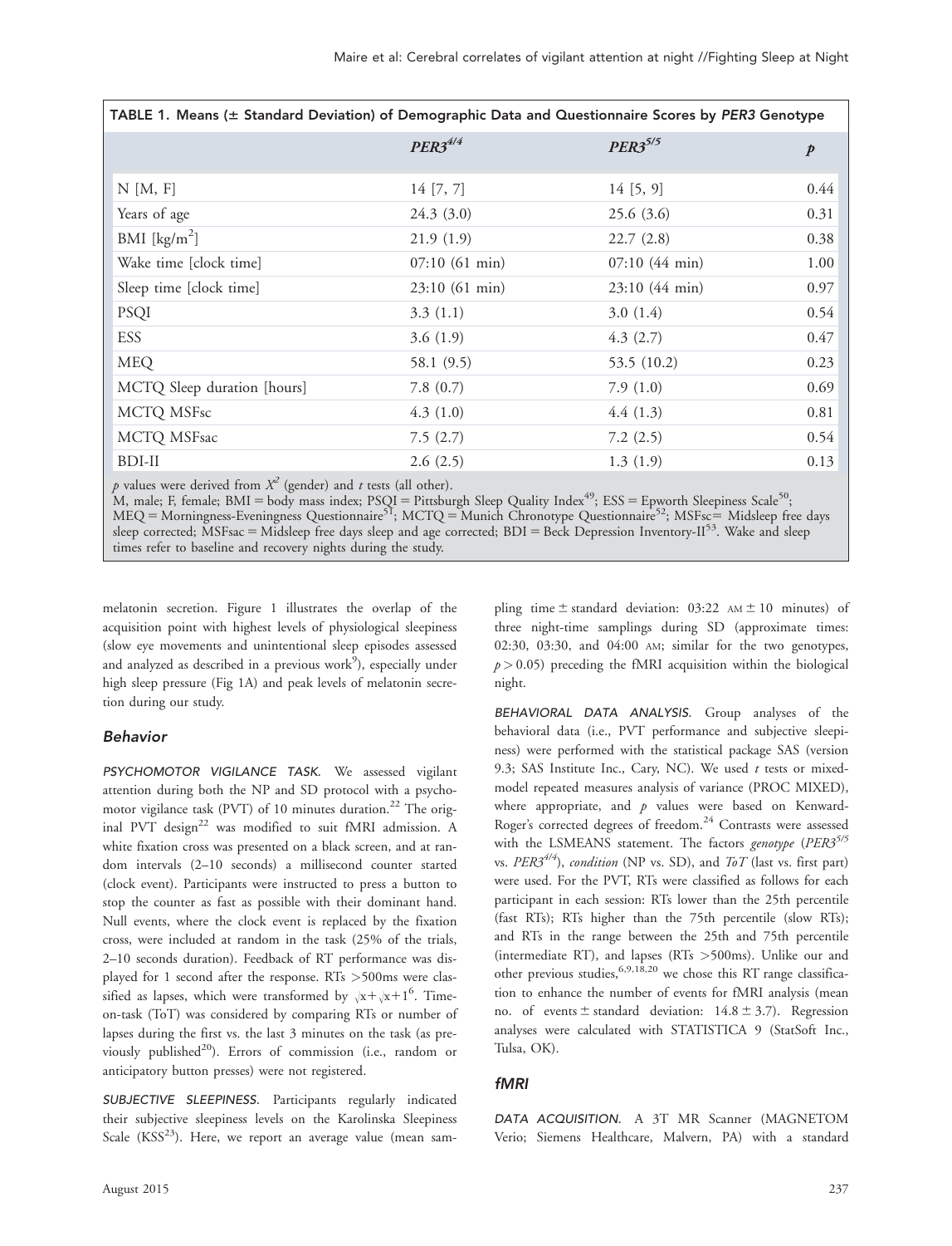TABLE 1. Means (± Standard Deviation) of Demographic Data and Questionnaire Scores by *PER3* Genotype

| | $PER3^{4/4}$ | $PER3^{5/5}$ | $p$ |
|---|---|---|---|
| N [M, F] | 14 [7, 7] | 14 [5, 9] | 0.44 |
| Years of age | 24.3 (3.0) | 25.6 (3.6) | 0.31 |
| BMI [kg/m$^2$] | 21.9 (1.9) | 22.7 (2.8) | 0.38 |
| Wake time [clock time] | 07:10 (61 min) | 07:10 (44 min) | 1.00 |
| Sleep time [clock time] | 23:10 (61 min) | 23:10 (44 min) | 0.97 |
| PSQI | 3.3 (1.1) | 3.0 (1.4) | 0.54 |
| ESS | 3.6 (1.9) | 4.3 (2.7) | 0.47 |
| MEQ | 58.1 (9.5) | 53.5 (10.2) | 0.23 |
| MCTQ Sleep duration [hours] | 7.8 (0.7) | 7.9 (1.0) | 0.69 |
| MCTQ MSFsc | 4.3 (1.0) | 4.4 (1.3) | 0.81 |
| MCTQ MSFsac | 7.5 (2.7) | 7.2 (2.5) | 0.54 |
| BDI-II | 2.6 (2.5) | 1.3 (1.9) | 0.13 |

$p$ values were derived from $X^2$ (gender) and $t$ tests (all other).
M, male; F, female; BMI = body mass index; PSQI = Pittsburgh Sleep Quality Index[49]; ESS = Epworth Sleepiness Scale[50]; MEQ = Morningness-Eveningness Questionnaire[51]; MCTQ = Munich Chronotype Questionnaire[52]; MSFsc= Midsleep free days sleep corrected; MSFsac = Midsleep free days sleep and age corrected; BDI = Beck Depression Inventory-II[53]. Wake and sleep times refer to baseline and recovery nights during the study.

melatonin secretion. Figure 1 illustrates the overlap of the acquisition point with highest levels of physiological sleepiness (slow eye movements and unintentional sleep episodes assessed and analyzed as described in a previous work[9]), especially under high sleep pressure (Fig 1A) and peak levels of melatonin secretion during our study.

### Behavior

*PSYCHOMOTOR VIGILANCE TASK.* We assessed vigilant attention during both the NP and SD protocol with a psychomotor vigilance task (PVT) of 10 minutes duration.[22] The original PVT design[22] was modified to suit fMRI admission. A white fixation cross was presented on a black screen, and at random intervals (2–10 seconds) a millisecond counter started (clock event). Participants were instructed to press a button to stop the counter as fast as possible with their dominant hand. Null events, where the clock event is replaced by the fixation cross, were included at random in the task (25% of the trials, 2–10 seconds duration). Feedback of RT performance was displayed for 1 second after the response. RTs >500ms were classified as lapses, which were transformed by $\sqrt{x}+\sqrt{x+1}^6$. Time-on-task (ToT) was considered by comparing RTs or number of lapses during the first vs. the last 3 minutes on the task (as previously published[20]). Errors of commission (i.e., random or anticipatory button presses) were not registered.

*SUBJECTIVE SLEEPINESS.* Participants regularly indicated their subjective sleepiness levels on the Karolinska Sleepiness Scale (KSS[23]). Here, we report an average value (mean sampling time ± standard deviation: 03:22 AM ± 10 minutes) of three night-time samplings during SD (approximate times: 02:30, 03:30, and 04:00 AM; similar for the two genotypes, $p > 0.05$) preceding the fMRI acquisition within the biological night.

*BEHAVIORAL DATA ANALYSIS.* Group analyses of the behavioral data (i.e., PVT performance and subjective sleepiness) were performed with the statistical package SAS (version 9.3; SAS Institute Inc., Cary, NC). We used $t$ tests or mixed-model repeated measures analysis of variance (PROC MIXED), where appropriate, and $p$ values were based on Kenward-Roger's corrected degrees of freedom.[24] Contrasts were assessed with the LSMEANS statement. The factors *genotype* ($PER3^{5/5}$ vs. $PER3^{4/4}$), *condition* (NP vs. SD), and *ToT* (last vs. first part) were used. For the PVT, RTs were classified as follows for each participant in each session: RTs lower than the 25th percentile (fast RTs); RTs higher than the 75th percentile (slow RTs); and RTs in the range between the 25th and 75th percentile (intermediate RT), and lapses (RTs >500ms). Unlike our and other previous studies,[6,9,18,20] we chose this RT range classification to enhance the number of events for fMRI analysis (mean no. of events ± standard deviation: 14.8 ± 3.7). Regression analyses were calculated with STATISTICA 9 (StatSoft Inc., Tulsa, OK).

### fMRI

*DATA ACQUISITION.* A 3T MR Scanner (MAGNETOM Verio; Siemens Healthcare, Malvern, PA) with a standard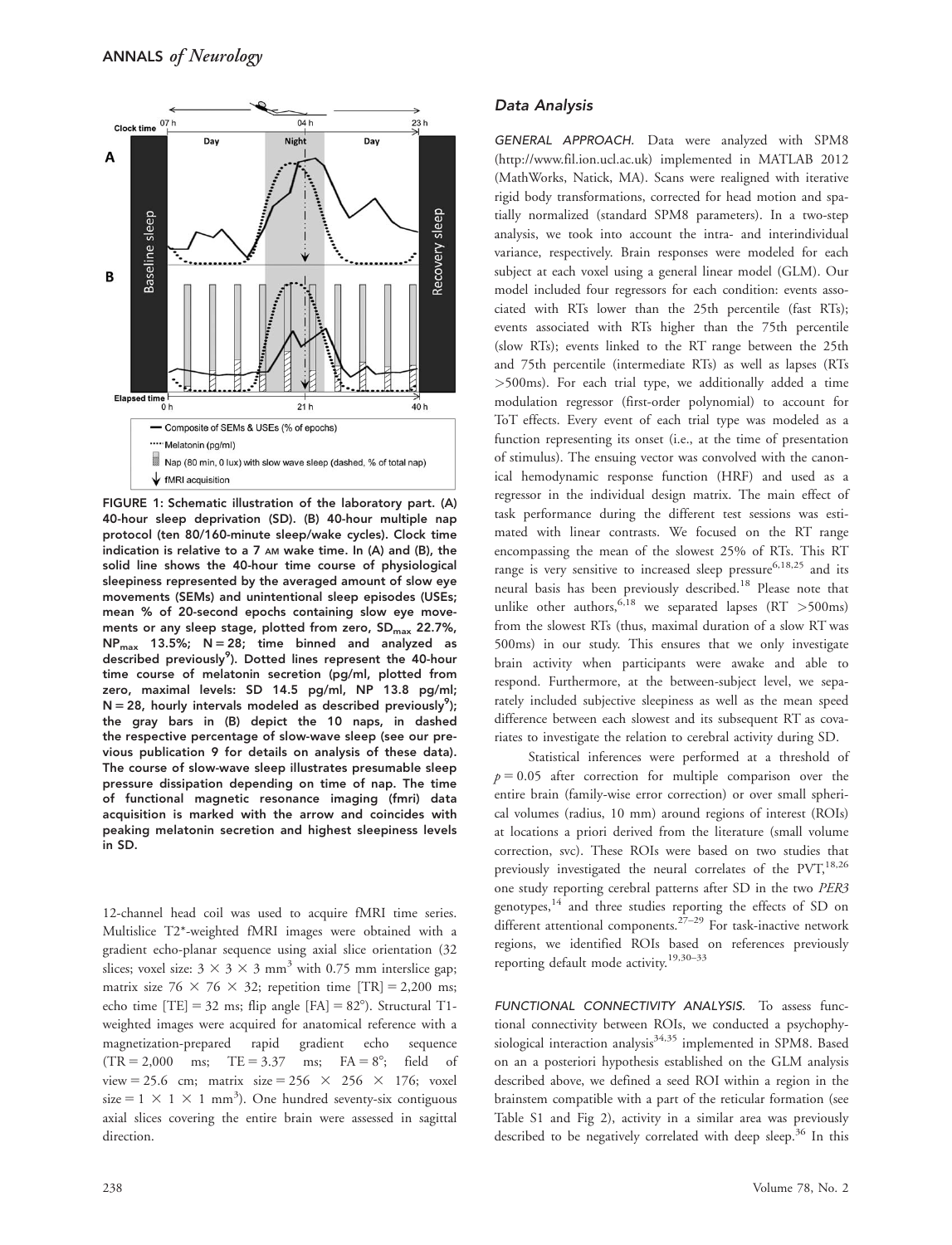FIGURE 1: Schematic illustration of the laboratory part. (A) 40-hour sleep deprivation (SD). (B) 40-hour multiple nap protocol (ten 80/160-minute sleep/wake cycles). Clock time indication is relative to a 7 AM wake time. In (A) and (B), the solid line shows the 40-hour time course of physiological sleepiness represented by the averaged amount of slow eye movements (SEMs) and unintentional sleep episodes (USEs; mean % of 20-second epochs containing slow eye movements or any sleep stage, plotted from zero, $SD_{max}$ 22.7%, $NP_{max}$ 13.5%; N = 28; time binned and analyzed as described previously[9]). Dotted lines represent the 40-hour time course of melatonin secretion (pg/ml, plotted from zero, maximal levels: SD 14.5 pg/ml, NP 13.8 pg/ml; N = 28, hourly intervals modeled as described previously[9]); the gray bars in (B) depict the 10 naps, in dashed the respective percentage of slow-wave sleep (see our previous publication 9 for details on analysis of these data). The course of slow-wave sleep illustrates presumable sleep pressure dissipation depending on time of nap. The time of functional magnetic resonance imaging (fmri) data acquisition is marked with the arrow and coincides with peaking melatonin secretion and highest sleepiness levels in SD.

12-channel head coil was used to acquire fMRI time series. Multislice T2*-weighted fMRI images were obtained with a gradient echo-planar sequence using axial slice orientation (32 slices; voxel size: $3 \times 3 \times 3$ mm$^3$ with 0.75 mm interslice gap; matrix size $76 \times 76 \times 32$; repetition time [TR] = 2,200 ms; echo time [TE] = 32 ms; flip angle [FA] = 82°). Structural T1-weighted images were acquired for anatomical reference with a magnetization-prepared rapid gradient echo sequence (TR = 2,000 ms; TE = 3.37 ms; FA = 8°; field of view = 25.6 cm; matrix size = $256 \times 256 \times 176$; voxel size = $1 \times 1 \times 1$ mm$^3$). One hundred seventy-six contiguous axial slices covering the entire brain were assessed in sagittal direction.

### Data Analysis

GENERAL APPROACH. Data were analyzed with SPM8 (http://www.fil.ion.ucl.ac.uk) implemented in MATLAB 2012 (MathWorks, Natick, MA). Scans were realigned with iterative rigid body transformations, corrected for head motion and spatially normalized (standard SPM8 parameters). In a two-step analysis, we took into account the intra- and interindividual variance, respectively. Brain responses were modeled for each subject at each voxel using a general linear model (GLM). Our model included four regressors for each condition: events associated with RTs lower than the 25th percentile (fast RTs); events associated with RTs higher than the 75th percentile (slow RTs); events linked to the RT range between the 25th and 75th percentile (intermediate RTs) as well as lapses (RTs >500ms). For each trial type, we additionally added a time modulation regressor (first-order polynomial) to account for ToT effects. Every event of each trial type was modeled as a function representing its onset (i.e., at the time of presentation of stimulus). The ensuing vector was convolved with the canonical hemodynamic response function (HRF) and used as a regressor in the individual design matrix. The main effect of task performance during the different test sessions was estimated with linear contrasts. We focused on the RT range encompassing the mean of the slowest 25% of RTs. This RT range is very sensitive to increased sleep pressure[6,18,25] and its neural basis has been previously described.[18] Please note that unlike other authors,[6,18] we separated lapses (RT >500ms) from the slowest RTs (thus, maximal duration of a slow RT was 500ms) in our study. This ensures that we only investigate brain activity when participants were awake and able to respond. Furthermore, at the between-subject level, we separately included subjective sleepiness as well as the mean speed difference between each slowest and its subsequent RT as covariates to investigate the relation to cerebral activity during SD.

Statistical inferences were performed at a threshold of $p = 0.05$ after correction for multiple comparison over the entire brain (family-wise error correction) or over small spherical volumes (radius, 10 mm) around regions of interest (ROIs) at locations a priori derived from the literature (small volume correction, svc). These ROIs were based on two studies that previously investigated the neural correlates of the PVT,[18,26] one study reporting cerebral patterns after SD in the two *PER3* genotypes,[14] and three studies reporting the effects of SD on different attentional components.[27–29] For task-inactive network regions, we identified ROIs based on references previously reporting default mode activity.[19,30–33]

FUNCTIONAL CONNECTIVITY ANALYSIS. To assess functional connectivity between ROIs, we conducted a psychophysiological interaction analysis[34,35] implemented in SPM8. Based on an a posteriori hypothesis established on the GLM analysis described above, we defined a seed ROI within a region in the brainstem compatible with a part of the reticular formation (see Table S1 and Fig 2), activity in a similar area was previously described to be negatively correlated with deep sleep.[36] In this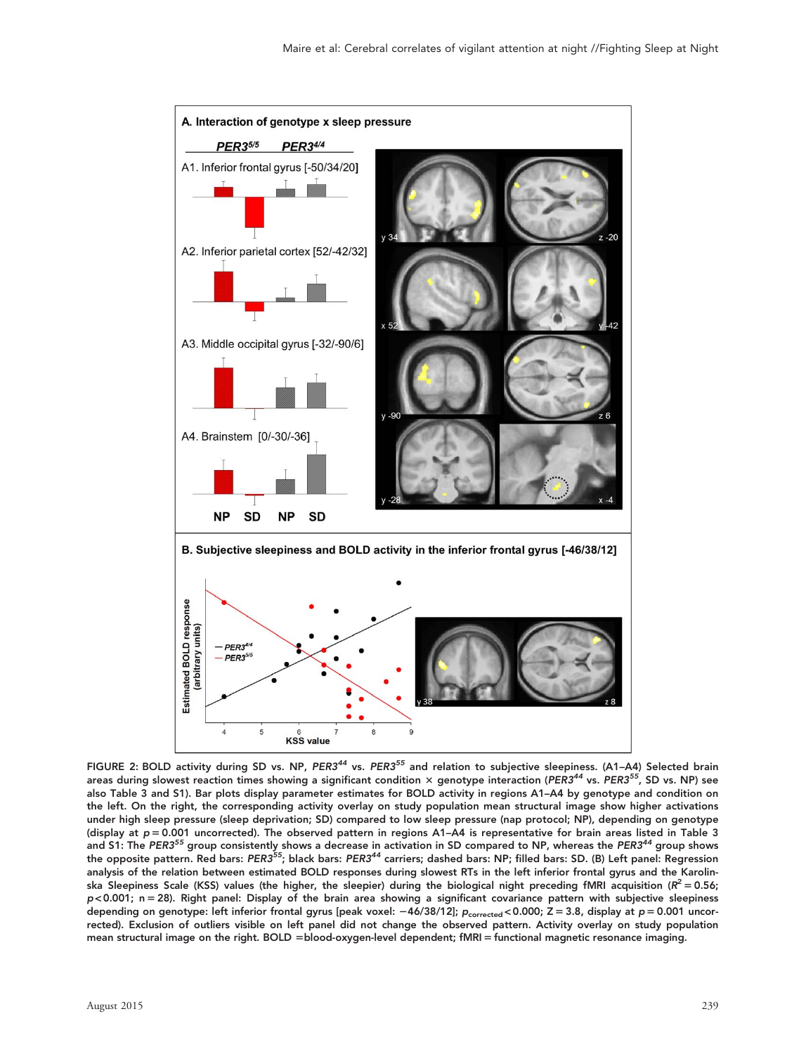FIGURE 2: BOLD activity during SD vs. NP, *PER3*[44] vs. *PER3*[55] and relation to subjective sleepiness. (A1–A4) Selected brain areas during slowest reaction times showing a significant condition × genotype interaction (*PER3*[44] vs. *PER3*[55], SD vs. NP) see also Table 3 and S1). Bar plots display parameter estimates for BOLD activity in regions A1–A4 by genotype and condition on the left. On the right, the corresponding activity overlay on study population mean structural image show higher activations under high sleep pressure (sleep deprivation; SD) compared to low sleep pressure (nap protocol; NP), depending on genotype (display at $p = 0.001$ uncorrected). The observed pattern in regions A1–A4 is representative for brain areas listed in Table 3 and S1: The *PER3*[55] group consistently shows a decrease in activation in SD compared to NP, whereas the *PER3*[44] group shows the opposite pattern. Red bars: *PER3*[55]; black bars: *PER3*[44] carriers; dashed bars: NP; filled bars: SD. (B) Left panel: Regression analysis of the relation between estimated BOLD responses during slowest RTs in the left inferior frontal gyrus and the Karolinska Sleepiness Scale (KSS) values (the higher, the sleepier) during the biological night preceding fMRI acquisition ($R^2 = 0.56$; $p < 0.001$; n = 28). Right panel: Display of the brain area showing a significant covariance pattern with subjective sleepiness depending on genotype: left inferior frontal gyrus [peak voxel: −46/38/12]; $p_{corrected} < 0.000$; Z = 3.8, display at $p = 0.001$ uncorrected). Exclusion of outliers visible on left panel did not change the observed pattern. Activity overlay on study population mean structural image on the right. BOLD = blood-oxygen-level dependent; fMRI = functional magnetic resonance imaging.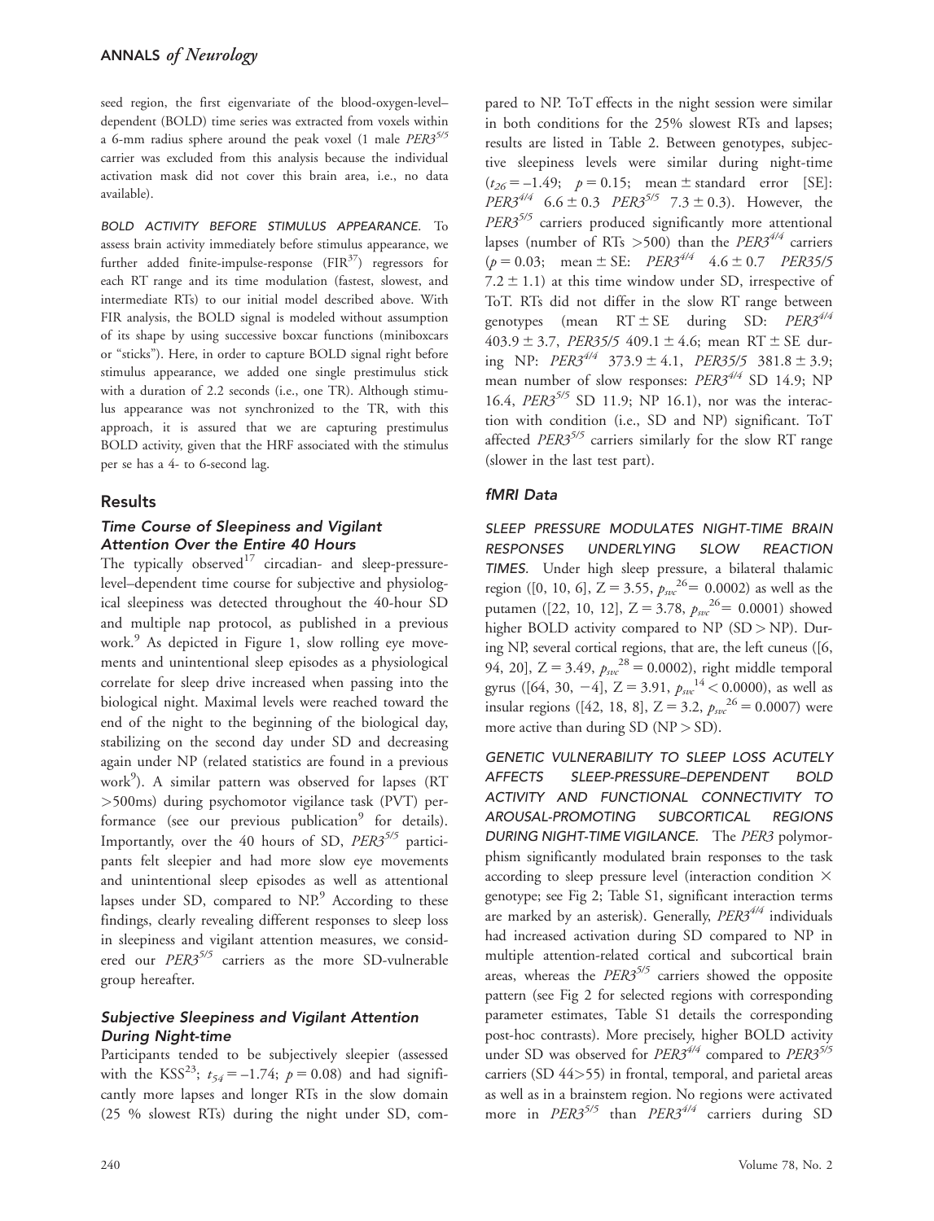seed region, the first eigenvariate of the blood-oxygen-level–dependent (BOLD) time series was extracted from voxels within a 6-mm radius sphere around the peak voxel (1 male $PER3^{5/5}$ carrier was excluded from this analysis because the individual activation mask did not cover this brain area, i.e., no data available).

*BOLD ACTIVITY BEFORE STIMULUS APPEARANCE.* To assess brain activity immediately before stimulus appearance, we further added finite-impulse-response (FIR[37]) regressors for each RT range and its time modulation (fastest, slowest, and intermediate RTs) to our initial model described above. With FIR analysis, the BOLD signal is modeled without assumption of its shape by using successive boxcar functions (miniboxcars or "sticks"). Here, in order to capture BOLD signal right before stimulus appearance, we added one single prestimulus stick with a duration of 2.2 seconds (i.e., one TR). Although stimulus appearance was not synchronized to the TR, with this approach, it is assured that we are capturing prestimulus BOLD activity, given that the HRF associated with the stimulus per se has a 4- to 6-second lag.

## Results

### Time Course of Sleepiness and Vigilant Attention Over the Entire 40 Hours

The typically observed[17] circadian- and sleep-pressure-level–dependent time course for subjective and physiological sleepiness was detected throughout the 40-hour SD and multiple nap protocol, as published in a previous work.[9] As depicted in Figure 1, slow rolling eye movements and unintentional sleep episodes as a physiological correlate for sleep drive increased when passing into the biological night. Maximal levels were reached toward the end of the night to the beginning of the biological day, stabilizing on the second day under SD and decreasing again under NP (related statistics are found in a previous work[9]). A similar pattern was observed for lapses (RT >500ms) during psychomotor vigilance task (PVT) performance (see our previous publication[9] for details). Importantly, over the 40 hours of SD, $PER3^{5/5}$ participants felt sleepier and had more slow eye movements and unintentional sleep episodes as well as attentional lapses under SD, compared to NP.[9] According to these findings, clearly revealing different responses to sleep loss in sleepiness and vigilant attention measures, we considered our $PER3^{5/5}$ carriers as the more SD-vulnerable group hereafter.

### Subjective Sleepiness and Vigilant Attention During Night-time

Participants tended to be subjectively sleepier (assessed with the KSS[23]; $t_{54} = -1.74$; $p = 0.08$) and had significantly more lapses and longer RTs in the slow domain (25 % slowest RTs) during the night under SD, compared to NP. ToT effects in the night session were similar in both conditions for the 25% slowest RTs and lapses; results are listed in Table 2. Between genotypes, subjective sleepiness levels were similar during night-time ($t_{26} = -1.49$; $p = 0.15$; mean ± standard error [SE]: $PER3^{4/4}$ 6.6 ± 0.3 $PER3^{5/5}$ 7.3 ± 0.3). However, the $PER3^{5/5}$ carriers produced significantly more attentional lapses (number of RTs >500) than the $PER3^{4/4}$ carriers ($p = 0.03$; mean ± SE: $PER3^{4/4}$ 4.6 ± 0.7 PER35/5 7.2 ± 1.1) at this time window under SD, irrespective of ToT. RTs did not differ in the slow RT range between genotypes (mean RT ± SE during SD: $PER3^{4/4}$ 403.9 ± 3.7, PER35/5 409.1 ± 4.6; mean RT ± SE during NP: $PER3^{4/4}$ 373.9 ± 4.1, PER35/5 381.8 ± 3.9; mean number of slow responses: $PER3^{4/4}$ SD 14.9; NP 16.4, $PER3^{5/5}$ SD 11.9; NP 16.1), nor was the interaction with condition (i.e., SD and NP) significant. ToT affected $PER3^{5/5}$ carriers similarly for the slow RT range (slower in the last test part).

### fMRI Data

*SLEEP PRESSURE MODULATES NIGHT-TIME BRAIN RESPONSES UNDERLYING SLOW REACTION TIMES.* Under high sleep pressure, a bilateral thalamic region ([0, 10, 6], Z = 3.55, $p_{svc}{}^{26} = 0.0002$) as well as the putamen ([22, 10, 12], Z = 3.78, $p_{svc}{}^{26} = 0.0001$) showed higher BOLD activity compared to NP (SD > NP). During NP, several cortical regions, that are, the left cuneus ([6, 94, 20], Z = 3.49, $p_{svc}{}^{28} = 0.0002$), right middle temporal gyrus ([64, 30, −4], Z = 3.91, $p_{svc}{}^{14} < 0.0000$), as well as insular regions ([42, 18, 8], Z = 3.2, $p_{svc}{}^{26} = 0.0007$) were more active than during SD (NP > SD).

*GENETIC VULNERABILITY TO SLEEP LOSS ACUTELY AFFECTS SLEEP-PRESSURE–DEPENDENT BOLD ACTIVITY AND FUNCTIONAL CONNECTIVITY TO AROUSAL-PROMOTING SUBCORTICAL REGIONS DURING NIGHT-TIME VIGILANCE.* The *PER3* polymorphism significantly modulated brain responses to the task according to sleep pressure level (interaction condition × genotype; see Fig 2; Table S1, significant interaction terms are marked by an asterisk). Generally, $PER3^{4/4}$ individuals had increased activation during SD compared to NP in multiple attention-related cortical and subcortical brain areas, whereas the $PER3^{5/5}$ carriers showed the opposite pattern (see Fig 2 for selected regions with corresponding parameter estimates, Table S1 details the corresponding post-hoc contrasts). More precisely, higher BOLD activity under SD was observed for $PER3^{4/4}$ compared to $PER3^{5/5}$ carriers (SD 44>55) in frontal, temporal, and parietal areas as well as in a brainstem region. No regions were activated more in $PER3^{5/5}$ than $PER3^{4/4}$ carriers during SD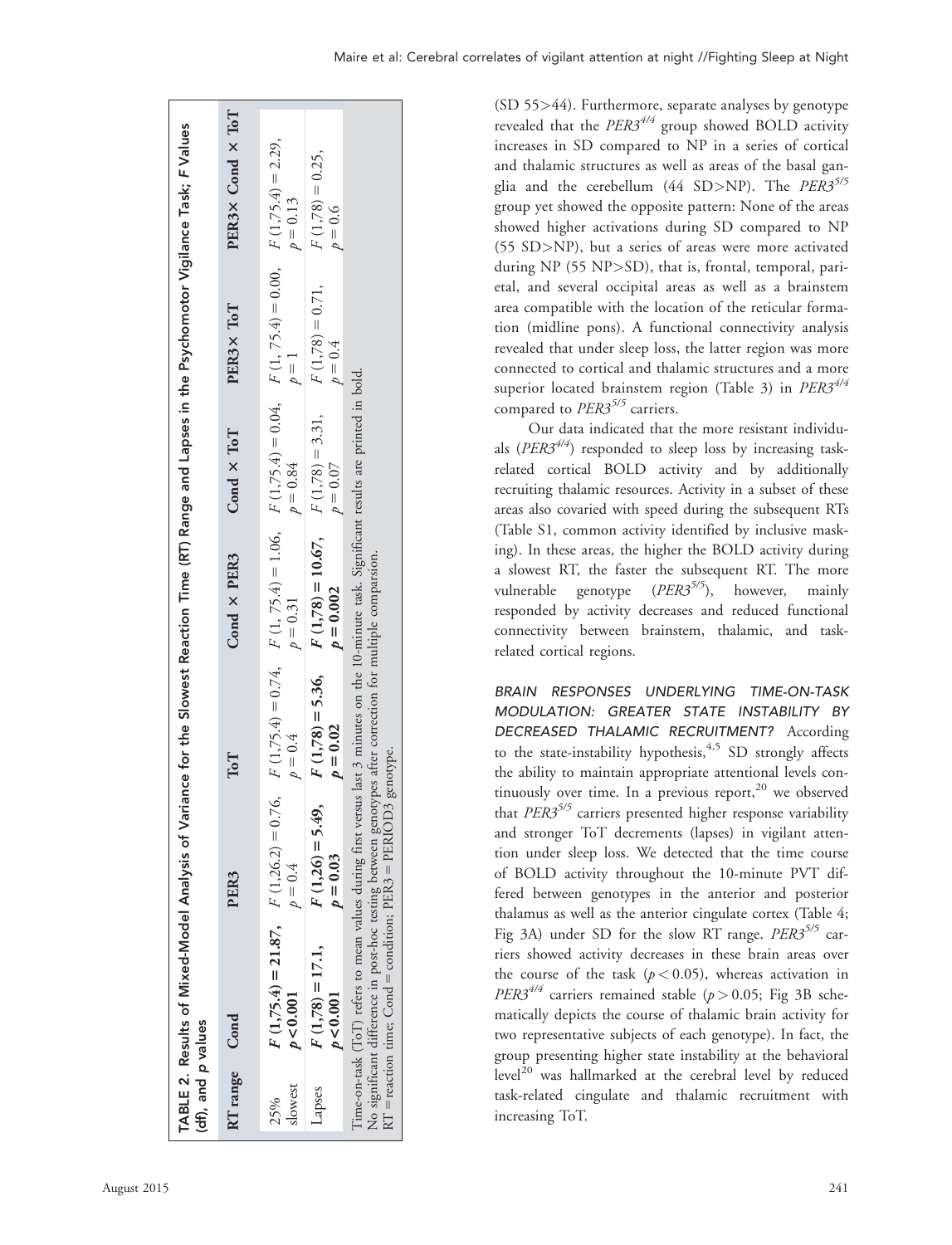**TABLE 2.** Results of Mixed-Model Analysis of Variance for the Slowest Reaction Time (RT) Range and Lapses in the Psychomotor Vigilance Task; *F* Values (df), and *p* values

| RT range | Cond | PER3 | ToT | Cond × PER3 | Cond × ToT | PER3× ToT | PER3× Cond × ToT |
|---|---|---|---|---|---|---|---|
| 25% slowest | **$F\ (1{,}75.4) = 21.87$, $p < 0.001$** | $F\ (1{,}26.2) = 0.76$, $p = 0.4$ | $F\ (1{,}75.4) = 0.74$, $p = 0.4$ | $F\ (1,\ 75.4) = 1.06$, $p = 0.31$ | $F\ (1{,}75.4) = 0.04$, $p = 0.84$ | $F\ (1,\ 75.4) = 0.00$, $p = 1$ | $F\ (1{,}75.4) = 2.29$, $p = 0.13$ |
| Lapses | **$F\ (1{,}78) = 17.1$, $p < 0.001$** | **$F\ (1{,}26) = 5.49$, $p = 0.03$** | **$F\ (1{,}78) = 5.36$, $p = 0.02$** | **$F\ (1{,}78) = 10.67$, $p = 0.002$** | $F\ (1{,}78) = 3.31$, $p = 0.07$ | $F\ (1{,}78) = 0.71$, $p = 0.4$ | $F\ (1{,}78) = 0.25$, $p = 0.6$ |

Time-on-task (ToT) refers to mean values during first versus last 3 minutes on the 10-minute task. Significant results are printed in bold. No significant difference in post-hoc testing between genotypes after correction for multiple comparison. RT = reaction time; Cond = condition; PER3 = PERIOD3 genotype.

(SD 55>44). Furthermore, separate analyses by genotype revealed that the *PER3*$^{4/4}$ group showed BOLD activity increases in SD compared to NP in a series of cortical and thalamic structures as well as areas of the basal ganglia and the cerebellum (44 SD>NP). The *PER3*$^{5/5}$ group yet showed the opposite pattern: None of the areas showed higher activations during SD compared to NP (55 SD>NP), but a series of areas were more activated during NP (55 NP>SD), that is, frontal, temporal, parietal, and several occipital areas as well as a brainstem area compatible with the location of the reticular formation (midline pons). A functional connectivity analysis revealed that under sleep loss, the latter region was more connected to cortical and thalamic structures and a more superior located brainstem region (Table 3) in *PER3*$^{4/4}$ compared to *PER3*$^{5/5}$ carriers.

Our data indicated that the more resistant individuals (*PER3*$^{4/4}$) responded to sleep loss by increasing task-related cortical BOLD activity and by additionally recruiting thalamic resources. Activity in a subset of these areas also covaried with speed during the subsequent RTs (Table S1, common activity identified by inclusive masking). In these areas, the higher the BOLD activity during a slowest RT, the faster the subsequent RT. The more vulnerable genotype (*PER3*$^{5/5}$), however, mainly responded by activity decreases and reduced functional connectivity between brainstem, thalamic, and task-related cortical regions.

*BRAIN RESPONSES UNDERLYING TIME-ON-TASK MODULATION: GREATER STATE INSTABILITY BY DECREASED THALAMIC RECRUITMENT?* According to the state-instability hypothesis,[4,5] SD strongly affects the ability to maintain appropriate attentional levels continuously over time. In a previous report,[20] we observed that *PER3*$^{5/5}$ carriers presented higher response variability and stronger ToT decrements (lapses) in vigilant attention under sleep loss. We detected that the time course of BOLD activity throughout the 10-minute PVT differed between genotypes in the anterior and posterior thalamus as well as the anterior cingulate cortex (Table 4; Fig 3A) under SD for the slow RT range. *PER3*$^{5/5}$ carriers showed activity decreases in these brain areas over the course of the task ($p < 0.05$), whereas activation in *PER3*$^{4/4}$ carriers remained stable ($p > 0.05$; Fig 3B schematically depicts the course of thalamic brain activity for two representative subjects of each genotype). In fact, the group presenting higher state instability at the behavioral level[20] was hallmarked at the cerebral level by reduced task-related cingulate and thalamic recruitment with increasing ToT.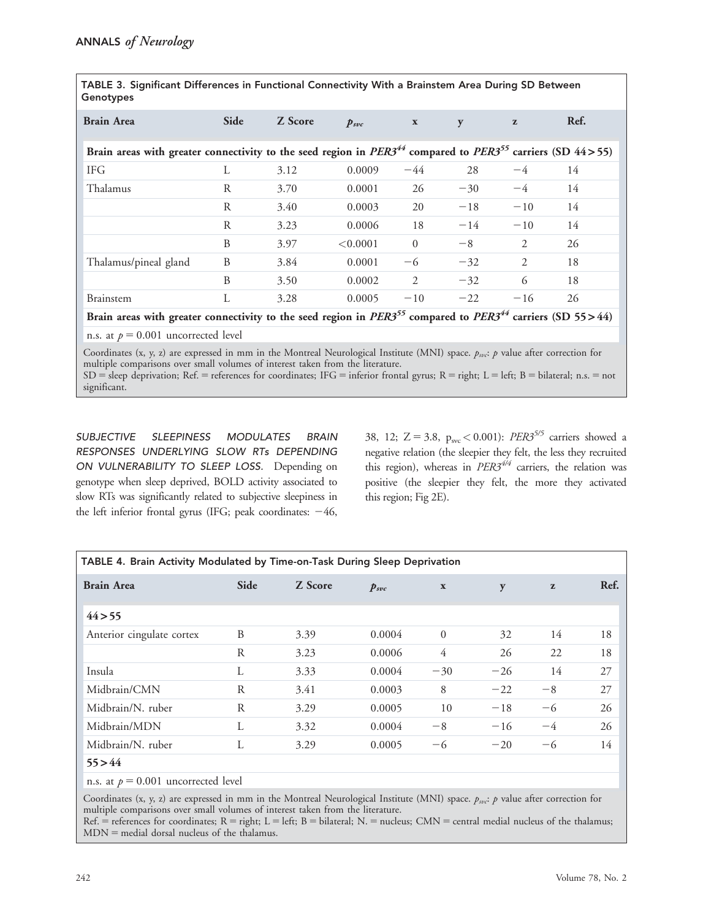TABLE 3. Significant Differences in Functional Connectivity With a Brainstem Area During SD Between Genotypes

| Brain Area | Side | Z Score | $p_{svc}$ | x | y | z | Ref. |
|---|---|---|---|---|---|---|---|
| **Brain areas with greater connectivity to the seed region in *PER3*$^{44}$ compared to *PER3*$^{55}$ carriers (SD 44 > 55)** | | | | | | | |
| IFG | L | 3.12 | 0.0009 | −44 | 28 | −4 | 14 |
| Thalamus | R | 3.70 | 0.0001 | 26 | −30 | −4 | 14 |
| | R | 3.40 | 0.0003 | 20 | −18 | −10 | 14 |
| | R | 3.23 | 0.0006 | 18 | −14 | −10 | 14 |
| | B | 3.97 | <0.0001 | 0 | −8 | 2 | 26 |
| Thalamus/pineal gland | B | 3.84 | 0.0001 | −6 | −32 | 2 | 18 |
| | B | 3.50 | 0.0002 | 2 | −32 | 6 | 18 |
| Brainstem | L | 3.28 | 0.0005 | −10 | −22 | −16 | 26 |
| **Brain areas with greater connectivity to the seed region in *PER3*$^{55}$ compared to *PER3*$^{44}$ carriers (SD 55 > 44)** | | | | | | | |
| n.s. at $p = 0.001$ uncorrected level | | | | | | | |

Coordinates (x, y, z) are expressed in mm in the Montreal Neurological Institute (MNI) space. $p_{svc}$: $p$ value after correction for multiple comparisons over small volumes of interest taken from the literature.
SD = sleep deprivation; Ref. = references for coordinates; IFG = inferior frontal gyrus; R = right; L = left; B = bilateral; n.s. = not significant.

*SUBJECTIVE SLEEPINESS MODULATES BRAIN RESPONSES UNDERLYING SLOW RTs DEPENDING ON VULNERABILITY TO SLEEP LOSS.* Depending on genotype when sleep deprived, BOLD activity associated to slow RTs was significantly related to subjective sleepiness in the left inferior frontal gyrus (IFG; peak coordinates: −46, 38, 12; $Z = 3.8$, $p_{svc} < 0.001$): *PER3*$^{5/5}$ carriers showed a negative relation (the sleepier they felt, the less they recruited this region), whereas in *PER3*$^{4/4}$ carriers, the relation was positive (the sleepier they felt, the more they activated this region; Fig 2E).

TABLE 4. Brain Activity Modulated by Time-on-Task During Sleep Deprivation

| Brain Area | Side | Z Score | $p_{svc}$ | x | y | z | Ref. |
|---|---|---|---|---|---|---|---|
| **44 > 55** | | | | | | | |
| Anterior cingulate cortex | B | 3.39 | 0.0004 | 0 | 32 | 14 | 18 |
| | R | 3.23 | 0.0006 | 4 | 26 | 22 | 18 |
| Insula | L | 3.33 | 0.0004 | −30 | −26 | 14 | 27 |
| Midbrain/CMN | R | 3.41 | 0.0003 | 8 | −22 | −8 | 27 |
| Midbrain/N. ruber | R | 3.29 | 0.0005 | 10 | −18 | −6 | 26 |
| Midbrain/MDN | L | 3.32 | 0.0004 | −8 | −16 | −4 | 26 |
| Midbrain/N. ruber | L | 3.29 | 0.0005 | −6 | −20 | −6 | 14 |
| **55 > 44** | | | | | | | |
| n.s. at $p = 0.001$ uncorrected level | | | | | | | |

Coordinates (x, y, z) are expressed in mm in the Montreal Neurological Institute (MNI) space. $p_{svc}$: $p$ value after correction for multiple comparisons over small volumes of interest taken from the literature.
Ref. = references for coordinates; R = right; L = left; B = bilateral; N. = nucleus; CMN = central medial nucleus of the thalamus; MDN = medial dorsal nucleus of the thalamus.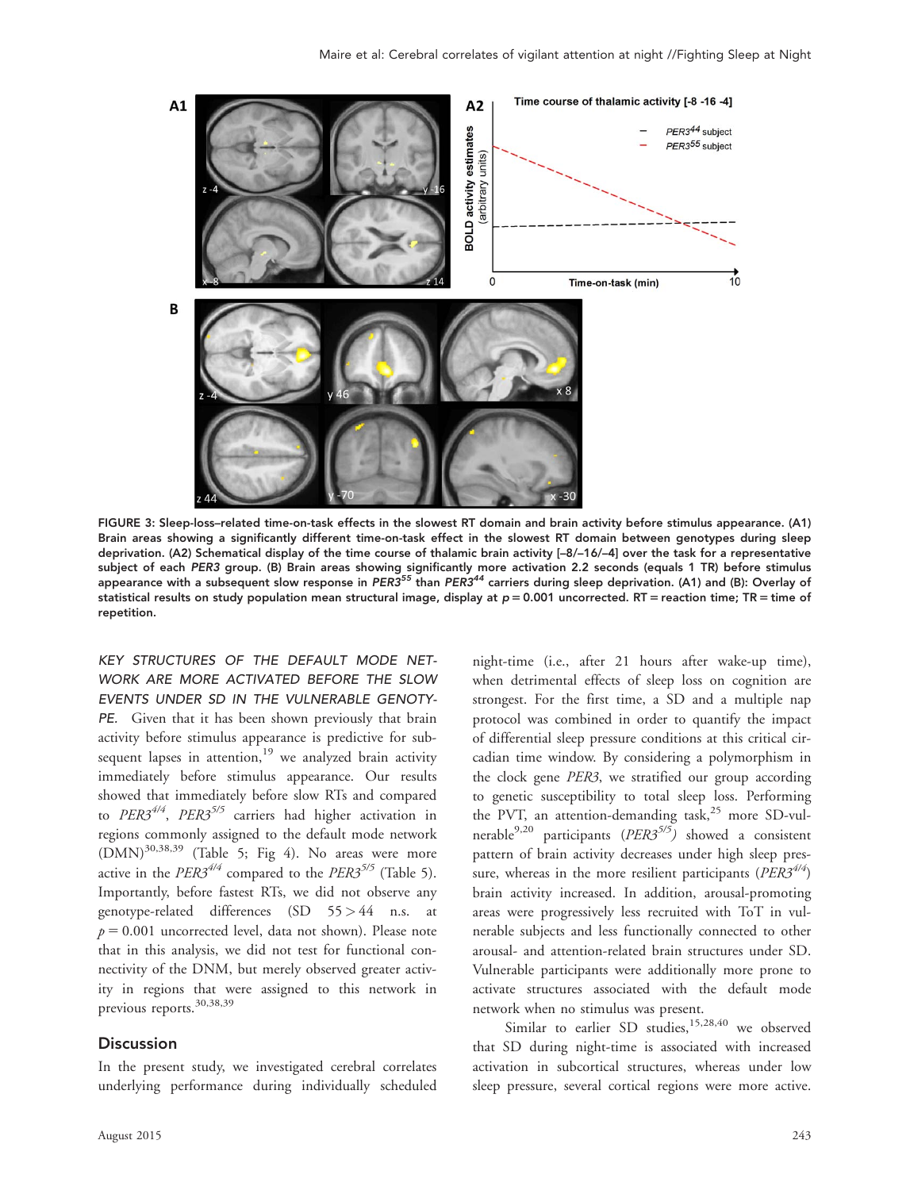FIGURE 3: Sleep-loss–related time-on-task effects in the slowest RT domain and brain activity before stimulus appearance. (A1) Brain areas showing a significantly different time-on-task effect in the slowest RT domain between genotypes during sleep deprivation. (A2) Schematical display of the time course of thalamic brain activity [–8/–16/–4] over the task for a representative subject of each *PER3* group. (B) Brain areas showing significantly more activation 2.2 seconds (equals 1 TR) before stimulus appearance with a subsequent slow response in *PER3*$^{55}$ than *PER3*$^{44}$ carriers during sleep deprivation. (A1) and (B): Overlay of statistical results on study population mean structural image, display at $p = 0.001$ uncorrected. RT = reaction time; TR = time of repetition.

*KEY STRUCTURES OF THE DEFAULT MODE NETWORK ARE MORE ACTIVATED BEFORE THE SLOW EVENTS UNDER SD IN THE VULNERABLE GENOTYPE.* Given that it has been shown previously that brain activity before stimulus appearance is predictive for subsequent lapses in attention,[19] we analyzed brain activity immediately before stimulus appearance. Our results showed that immediately before slow RTs and compared to *PER3*$^{4/4}$, *PER3*$^{5/5}$ carriers had higher activation in regions commonly assigned to the default mode network (DMN)[30,38,39] (Table 5; Fig 4). No areas were more active in the *PER3*$^{4/4}$ compared to the *PER3*$^{5/5}$ (Table 5). Importantly, before fastest RTs, we did not observe any genotype-related differences (SD $55 > 44$ n.s. at $p = 0.001$ uncorrected level, data not shown). Please note that in this analysis, we did not test for functional connectivity of the DNM, but merely observed greater activity in regions that were assigned to this network in previous reports.[30,38,39]

## Discussion

In the present study, we investigated cerebral correlates underlying performance during individually scheduled night-time (i.e., after 21 hours after wake-up time), when detrimental effects of sleep loss on cognition are strongest. For the first time, a SD and a multiple nap protocol was combined in order to quantify the impact of differential sleep pressure conditions at this critical circadian time window. By considering a polymorphism in the clock gene *PER3*, we stratified our group according to genetic susceptibility to total sleep loss. Performing the PVT, an attention-demanding task,[25] more SD-vulnerable[9,20] participants (*PER3*$^{5/5}$) showed a consistent pattern of brain activity decreases under high sleep pressure, whereas in the more resilient participants (*PER3*$^{4/4}$) brain activity increased. In addition, arousal-promoting areas were progressively less recruited with ToT in vulnerable subjects and less functionally connected to other arousal- and attention-related brain structures under SD. Vulnerable participants were additionally more prone to activate structures associated with the default mode network when no stimulus was present.

Similar to earlier SD studies,[15,28,40] we observed that SD during night-time is associated with increased activation in subcortical structures, whereas under low sleep pressure, several cortical regions were more active.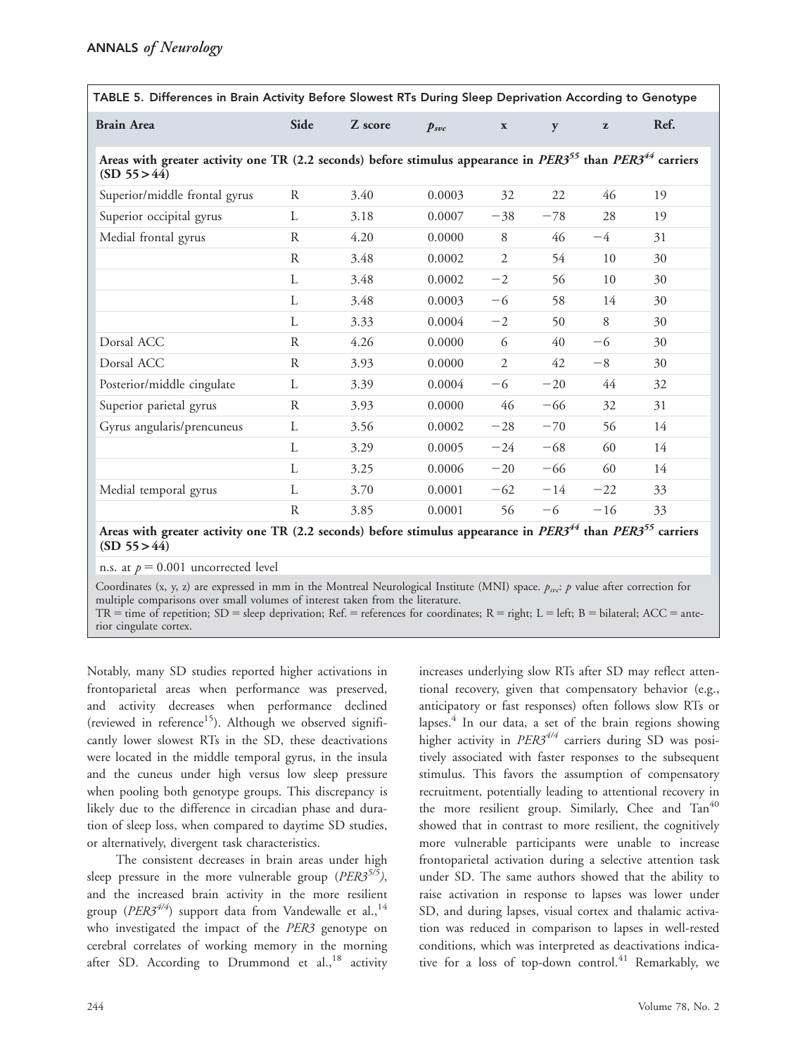TABLE 5. Differences in Brain Activity Before Slowest RTs During Sleep Deprivation According to Genotype

| Brain Area | Side | Z score | $p_{svc}$ | x | y | z | Ref. |
|---|---|---|---|---|---|---|---|
| **Areas with greater activity one TR (2.2 seconds) before stimulus appearance in *PER3*[55] than *PER3*[44] carriers (SD 55 > 44)** | | | | | | | |
| Superior/middle frontal gyrus | R | 3.40 | 0.0003 | 32 | 22 | 46 | 19 |
| Superior occipital gyrus | L | 3.18 | 0.0007 | −38 | −78 | 28 | 19 |
| Medial frontal gyrus | R | 4.20 | 0.0000 | 8 | 46 | −4 | 31 |
| | R | 3.48 | 0.0002 | 2 | 54 | 10 | 30 |
| | L | 3.48 | 0.0002 | −2 | 56 | 10 | 30 |
| | L | 3.48 | 0.0003 | −6 | 58 | 14 | 30 |
| | L | 3.33 | 0.0004 | −2 | 50 | 8 | 30 |
| Dorsal ACC | R | 4.26 | 0.0000 | 6 | 40 | −6 | 30 |
| Dorsal ACC | R | 3.93 | 0.0000 | 2 | 42 | −8 | 30 |
| Posterior/middle cingulate | L | 3.39 | 0.0004 | −6 | −20 | 44 | 32 |
| Superior parietal gyrus | R | 3.93 | 0.0000 | 46 | −66 | 32 | 31 |
| Gyrus angularis/prencuneus | L | 3.56 | 0.0002 | −28 | −70 | 56 | 14 |
| | L | 3.29 | 0.0005 | −24 | −68 | 60 | 14 |
| | L | 3.25 | 0.0006 | −20 | −66 | 60 | 14 |
| Medial temporal gyrus | L | 3.70 | 0.0001 | −62 | −14 | −22 | 33 |
| | R | 3.85 | 0.0001 | 56 | −6 | −16 | 33 |
| **Areas with greater activity one TR (2.2 seconds) before stimulus appearance in *PER3*[44] than *PER3*[55] carriers (SD 55 > 44)** | | | | | | | |
| n.s. at $p = 0.001$ uncorrected level | | | | | | | |

Coordinates (x, y, z) are expressed in mm in the Montreal Neurological Institute (MNI) space. $p_{svc}$: $p$ value after correction for multiple comparisons over small volumes of interest taken from the literature.
TR = time of repetition; SD = sleep deprivation; Ref. = references for coordinates; R = right; L = left; B = bilateral; ACC = anterior cingulate cortex.

Notably, many SD studies reported higher activations in frontoparietal areas when performance was preserved, and activity decreases when performance declined (reviewed in reference[15]). Although we observed significantly lower slowest RTs in the SD, these deactivations were located in the middle temporal gyrus, in the insula and the cuneus under high versus low sleep pressure when pooling both genotype groups. This discrepancy is likely due to the difference in circadian phase and duration of sleep loss, when compared to daytime SD studies, or alternatively, divergent task characteristics.

The consistent decreases in brain areas under high sleep pressure in the more vulnerable group (*PER3*$^{5/5}$), and the increased brain activity in the more resilient group (*PER3*$^{4/4}$) support data from Vandewalle et al.,[14] who investigated the impact of the *PER3* genotype on cerebral correlates of working memory in the morning after SD. According to Drummond et al.,[18] activity increases underlying slow RTs after SD may reflect attentional recovery, given that compensatory behavior (e.g., anticipatory or fast responses) often follows slow RTs or lapses.[4] In our data, a set of the brain regions showing higher activity in *PER3*$^{4/4}$ carriers during SD was positively associated with faster responses to the subsequent stimulus. This favors the assumption of compensatory recruitment, potentially leading to attentional recovery in the more resilient group. Similarly, Chee and Tan[40] showed that in contrast to more resilient, the cognitively more vulnerable participants were unable to increase frontoparietal activation during a selective attention task under SD. The same authors showed that the ability to raise activation in response to lapses was lower under SD, and during lapses, visual cortex and thalamic activation was reduced in comparison to lapses in well-rested conditions, which was interpreted as deactivations indicative for a loss of top-down control.[41] Remarkably, we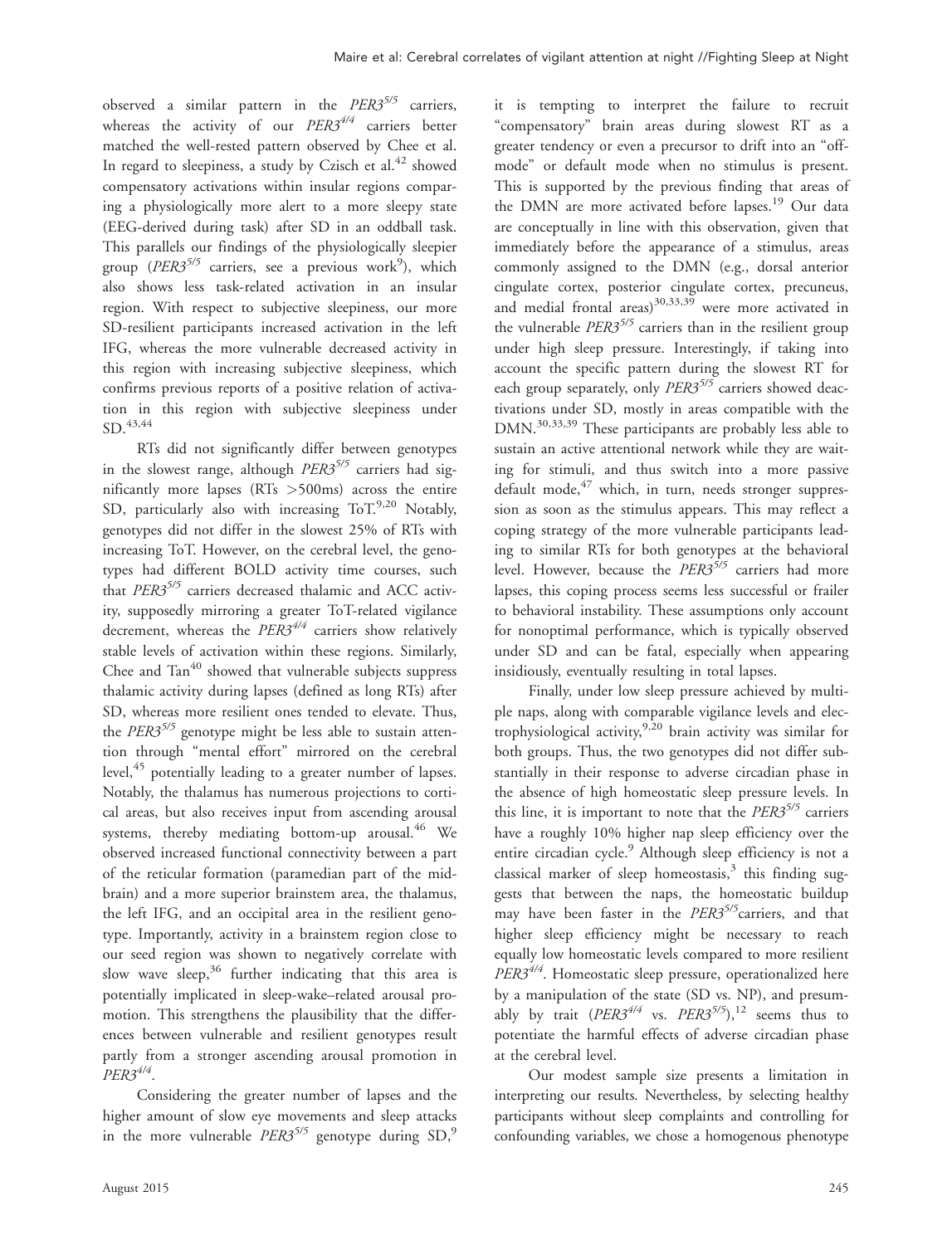observed a similar pattern in the $PER3^{5/5}$ carriers, whereas the activity of our $PER3^{4/4}$ carriers better matched the well-rested pattern observed by Chee et al. In regard to sleepiness, a study by Czisch et al.[42] showed compensatory activations within insular regions comparing a physiologically more alert to a more sleepy state (EEG-derived during task) after SD in an oddball task. This parallels our findings of the physiologically sleepier group ($PER3^{5/5}$ carriers, see a previous work[9]), which also shows less task-related activation in an insular region. With respect to subjective sleepiness, our more SD-resilient participants increased activation in the left IFG, whereas the more vulnerable decreased activity in this region with increasing subjective sleepiness, which confirms previous reports of a positive relation of activation in this region with subjective sleepiness under SD.[43,44]

RTs did not significantly differ between genotypes in the slowest range, although $PER3^{5/5}$ carriers had significantly more lapses (RTs >500ms) across the entire SD, particularly also with increasing ToT.[9,20] Notably, genotypes did not differ in the slowest 25% of RTs with increasing ToT. However, on the cerebral level, the genotypes had different BOLD activity time courses, such that $PER3^{5/5}$ carriers decreased thalamic and ACC activity, supposedly mirroring a greater ToT-related vigilance decrement, whereas the $PER3^{4/4}$ carriers show relatively stable levels of activation within these regions. Similarly, Chee and Tan[40] showed that vulnerable subjects suppress thalamic activity during lapses (defined as long RTs) after SD, whereas more resilient ones tended to elevate. Thus, the $PER3^{5/5}$ genotype might be less able to sustain attention through "mental effort" mirrored on the cerebral level,[45] potentially leading to a greater number of lapses. Notably, the thalamus has numerous projections to cortical areas, but also receives input from ascending arousal systems, thereby mediating bottom-up arousal.[46] We observed increased functional connectivity between a part of the reticular formation (paramedian part of the midbrain) and a more superior brainstem area, the thalamus, the left IFG, and an occipital area in the resilient genotype. Importantly, activity in a brainstem region close to our seed region was shown to negatively correlate with slow wave sleep,[36] further indicating that this area is potentially implicated in sleep-wake–related arousal promotion. This strengthens the plausibility that the differences between vulnerable and resilient genotypes result partly from a stronger ascending arousal promotion in $PER3^{4/4}$.

Considering the greater number of lapses and the higher amount of slow eye movements and sleep attacks in the more vulnerable $PER3^{5/5}$ genotype during SD,[9] it is tempting to interpret the failure to recruit "compensatory" brain areas during slowest RT as a greater tendency or even a precursor to drift into an "off-mode" or default mode when no stimulus is present. This is supported by the previous finding that areas of the DMN are more activated before lapses.[19] Our data are conceptually in line with this observation, given that immediately before the appearance of a stimulus, areas commonly assigned to the DMN (e.g., dorsal anterior cingulate cortex, posterior cingulate cortex, precuneus, and medial frontal areas)[30,33,39] were more activated in the vulnerable $PER3^{5/5}$ carriers than in the resilient group under high sleep pressure. Interestingly, if taking into account the specific pattern during the slowest RT for each group separately, only $PER3^{5/5}$ carriers showed deactivations under SD, mostly in areas compatible with the DMN.[30,33,39] These participants are probably less able to sustain an active attentional network while they are waiting for stimuli, and thus switch into a more passive default mode,[47] which, in turn, needs stronger suppression as soon as the stimulus appears. This may reflect a coping strategy of the more vulnerable participants leading to similar RTs for both genotypes at the behavioral level. However, because the $PER3^{5/5}$ carriers had more lapses, this coping process seems less successful or frailer to behavioral instability. These assumptions only account for nonoptimal performance, which is typically observed under SD and can be fatal, especially when appearing insidiously, eventually resulting in total lapses.

Finally, under low sleep pressure achieved by multiple naps, along with comparable vigilance levels and electrophysiological activity,[9,20] brain activity was similar for both groups. Thus, the two genotypes did not differ substantially in their response to adverse circadian phase in the absence of high homeostatic sleep pressure levels. In this line, it is important to note that the $PER3^{5/5}$ carriers have a roughly 10% higher nap sleep efficiency over the entire circadian cycle.[9] Although sleep efficiency is not a classical marker of sleep homeostasis,[3] this finding suggests that between the naps, the homeostatic buildup may have been faster in the $PER3^{5/5}$carriers, and that higher sleep efficiency might be necessary to reach equally low homeostatic levels compared to more resilient $PER3^{4/4}$. Homeostatic sleep pressure, operationalized here by a manipulation of the state (SD vs. NP), and presumably by trait ($PER3^{4/4}$ vs. $PER3^{5/5}$),[12] seems thus to potentiate the harmful effects of adverse circadian phase at the cerebral level.

Our modest sample size presents a limitation in interpreting our results. Nevertheless, by selecting healthy participants without sleep complaints and controlling for confounding variables, we chose a homogenous phenotype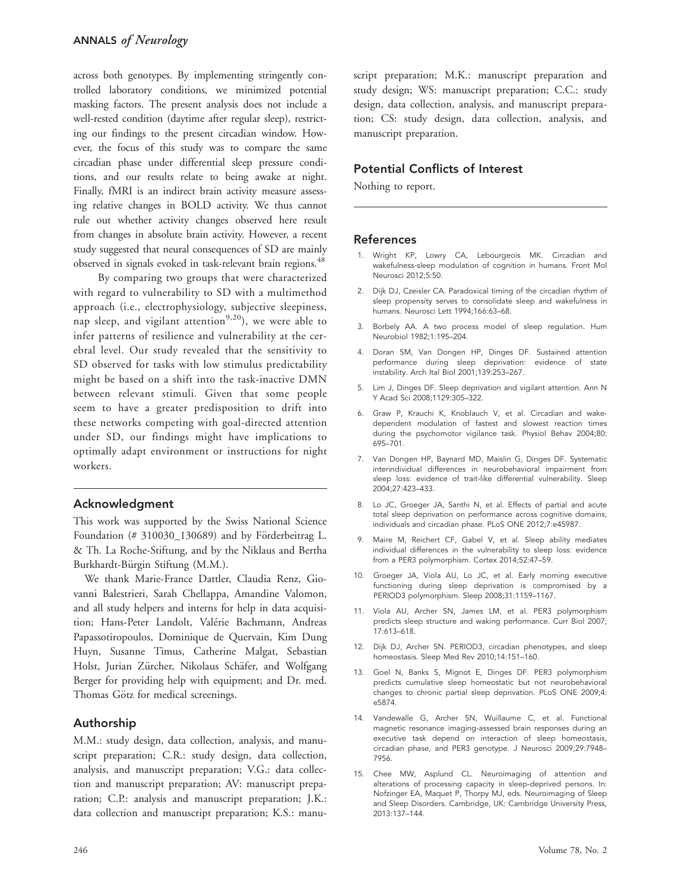across both genotypes. By implementing stringently controlled laboratory conditions, we minimized potential masking factors. The present analysis does not include a well-rested condition (daytime after regular sleep), restricting our findings to the present circadian window. However, the focus of this study was to compare the same circadian phase under differential sleep pressure conditions, and our results relate to being awake at night. Finally, fMRI is an indirect brain activity measure assessing relative changes in BOLD activity. We thus cannot rule out whether activity changes observed here result from changes in absolute brain activity. However, a recent study suggested that neural consequences of SD are mainly observed in signals evoked in task-relevant brain regions.[48]

By comparing two groups that were characterized with regard to vulnerability to SD with a multimethod approach (i.e., electrophysiology, subjective sleepiness, nap sleep, and vigilant attention[9,20]), we were able to infer patterns of resilience and vulnerability at the cerebral level. Our study revealed that the sensitivity to SD observed for tasks with low stimulus predictability might be based on a shift into the task-inactive DMN between relevant stimuli. Given that some people seem to have a greater predisposition to drift into these networks competing with goal-directed attention under SD, our findings might have implications to optimally adapt environment or instructions for night workers.

## Acknowledgment

This work was supported by the Swiss National Science Foundation (# 310030_130689) and by Förderbeitrag L. & Th. La Roche-Stiftung, and by the Niklaus and Bertha Burkhardt-Bürgin Stiftung (M.M.).

We thank Marie-France Dattler, Claudia Renz, Giovanni Balestrieri, Sarah Chellappa, Amandine Valomon, and all study helpers and interns for help in data acquisition; Hans-Peter Landolt, Valérie Bachmann, Andreas Papassotiropoulos, Dominique de Quervain, Kim Dung Huyn, Susanne Timus, Catherine Malgat, Sebastian Holst, Jurian Zürcher, Nikolaus Schäfer, and Wolfgang Berger for providing help with equipment; and Dr. med. Thomas Götz for medical screenings.

## Authorship

M.M.: study design, data collection, analysis, and manuscript preparation; C.R.: study design, data collection, analysis, and manuscript preparation; V.G.: data collection and manuscript preparation; AV: manuscript preparation; C.P.: analysis and manuscript preparation; J.K.: data collection and manuscript preparation; K.S.: manuscript preparation; M.K.: manuscript preparation and study design; WS: manuscript preparation; C.C.: study design, data collection, analysis, and manuscript preparation; CS: study design, data collection, analysis, and manuscript preparation.

## Potential Conflicts of Interest

Nothing to report.

## References

1. Wright KP, Lowry CA, Lebourgeois MK. Circadian and wakefulness-sleep modulation of cognition in humans. Front Mol Neurosci 2012;5:50.
2. Dijk DJ, Czeisler CA. Paradoxical timing of the circadian rhythm of sleep propensity serves to consolidate sleep and wakefulness in humans. Neurosci Lett 1994;166:63–68.
3. Borbely AA. A two process model of sleep regulation. Hum Neurobiol 1982;1:195–204.
4. Doran SM, Van Dongen HP, Dinges DF. Sustained attention performance during sleep deprivation: evidence of state instability. Arch Ital Biol 2001;139:253–267.
5. Lim J, Dinges DF. Sleep deprivation and vigilant attention. Ann N Y Acad Sci 2008;1129:305–322.
6. Graw P, Krauchi K, Knoblauch V, et al. Circadian and wake-dependent modulation of fastest and slowest reaction times during the psychomotor vigilance task. Physiol Behav 2004;80: 695–701.
7. Van Dongen HP, Baynard MD, Maislin G, Dinges DF. Systematic interindividual differences in neurobehavioral impairment from sleep loss: evidence of trait-like differential vulnerability. Sleep 2004;27:423–433.
8. Lo JC, Groeger JA, Santhi N, et al. Effects of partial and acute total sleep deprivation on performance across cognitive domains, individuals and circadian phase. PLoS ONE 2012;7:e45987.
9. Maire M, Reichert CF, Gabel V, et al. Sleep ability mediates individual differences in the vulnerability to sleep loss: evidence from a PER3 polymorphism. Cortex 2014;52:47–59.
10. Groeger JA, Viola AU, Lo JC, et al. Early morning executive functioning during sleep deprivation is compromised by a PERIOD3 polymorphism. Sleep 2008;31:1159–1167.
11. Viola AU, Archer SN, James LM, et al. PER3 polymorphism predicts sleep structure and waking performance. Curr Biol 2007; 17:613–618.
12. Dijk DJ, Archer SN. PERIOD3, circadian phenotypes, and sleep homeostasis. Sleep Med Rev 2010;14:151–160.
13. Goel N, Banks S, Mignot E, Dinges DF. PER3 polymorphism predicts cumulative sleep homeostatic but not neurobehavioral changes to chronic partial sleep deprivation. PLoS ONE 2009;4: e5874.
14. Vandewalle G, Archer SN, Wuillaume C, et al. Functional magnetic resonance imaging-assessed brain responses during an executive task depend on interaction of sleep homeostasis, circadian phase, and PER3 genotype. J Neurosci 2009;29:7948–7956.
15. Chee MW, Asplund CL. Neuroimaging of attention and alterations of processing capacity in sleep-deprived persons. In: Nofzinger EA, Maquet P, Thorpy MJ, eds. Neuroimaging of Sleep and Sleep Disorders. Cambridge, UK: Cambridge University Press, 2013:137–144.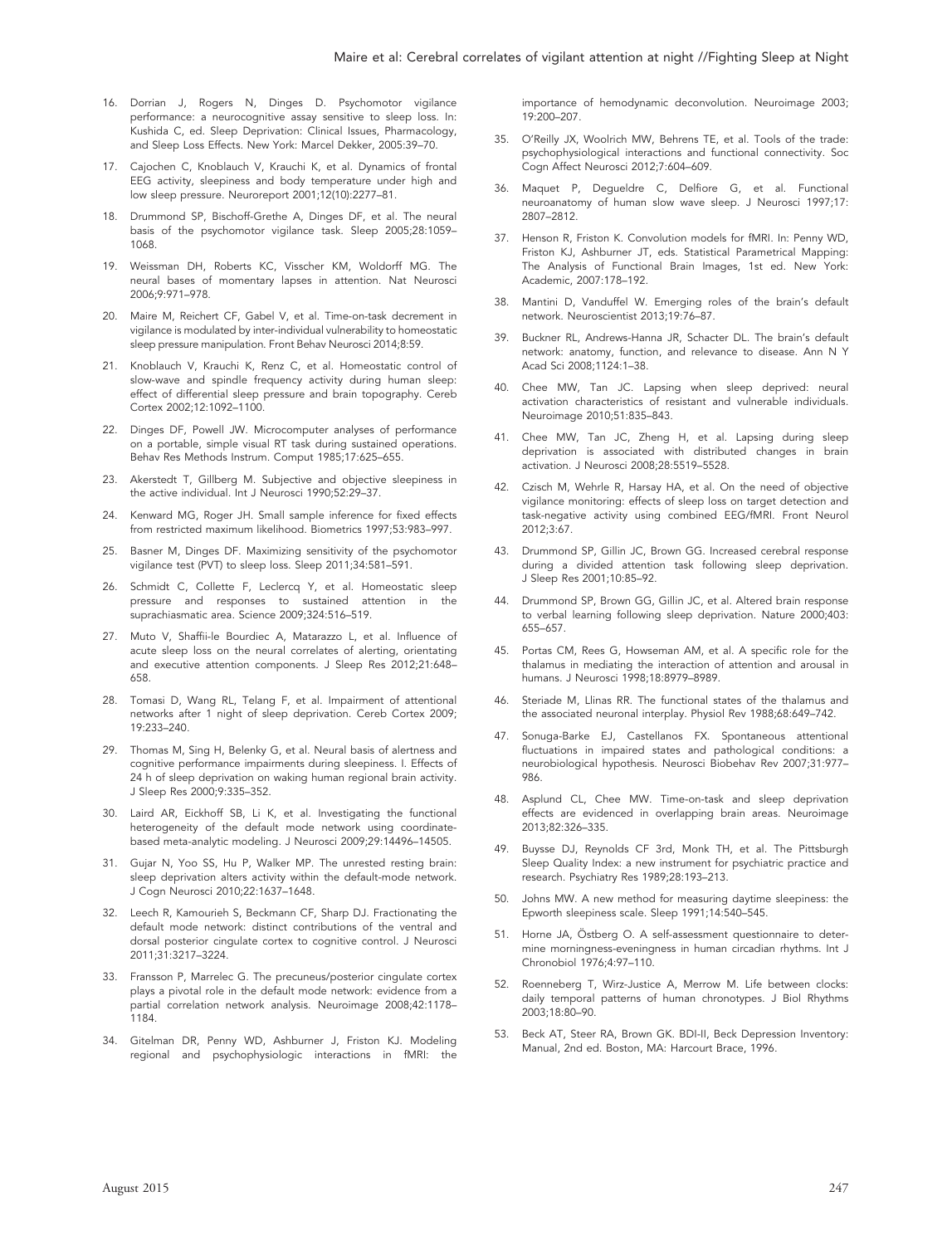16. Dorrian J, Rogers N, Dinges D. Psychomotor vigilance performance: a neurocognitive assay sensitive to sleep loss. In: Kushida C, ed. Sleep Deprivation: Clinical Issues, Pharmacology, and Sleep Loss Effects. New York: Marcel Dekker, 2005:39–70.
17. Cajochen C, Knoblauch V, Krauchi K, et al. Dynamics of frontal EEG activity, sleepiness and body temperature under high and low sleep pressure. Neuroreport 2001;12(10):2277–81.
18. Drummond SP, Bischoff-Grethe A, Dinges DF, et al. The neural basis of the psychomotor vigilance task. Sleep 2005;28:1059–1068.
19. Weissman DH, Roberts KC, Visscher KM, Woldorff MG. The neural bases of momentary lapses in attention. Nat Neurosci 2006;9:971–978.
20. Maire M, Reichert CF, Gabel V, et al. Time-on-task decrement in vigilance is modulated by inter-individual vulnerability to homeostatic sleep pressure manipulation. Front Behav Neurosci 2014;8:59.
21. Knoblauch V, Krauchi K, Renz C, et al. Homeostatic control of slow-wave and spindle frequency activity during human sleep: effect of differential sleep pressure and brain topography. Cereb Cortex 2002;12:1092–1100.
22. Dinges DF, Powell JW. Microcomputer analyses of performance on a portable, simple visual RT task during sustained operations. Behav Res Methods Instrum. Comput 1985;17:625–655.
23. Akerstedt T, Gillberg M. Subjective and objective sleepiness in the active individual. Int J Neurosci 1990;52:29–37.
24. Kenward MG, Roger JH. Small sample inference for fixed effects from restricted maximum likelihood. Biometrics 1997;53:983–997.
25. Basner M, Dinges DF. Maximizing sensitivity of the psychomotor vigilance test (PVT) to sleep loss. Sleep 2011;34:581–591.
26. Schmidt C, Collette F, Leclercq Y, et al. Homeostatic sleep pressure and responses to sustained attention in the suprachiasmatic area. Science 2009;324:516–519.
27. Muto V, Shaffii-le Bourdiec A, Matarazzo L, et al. Influence of acute sleep loss on the neural correlates of alerting, orientating and executive attention components. J Sleep Res 2012;21:648–658.
28. Tomasi D, Wang RL, Telang F, et al. Impairment of attentional networks after 1 night of sleep deprivation. Cereb Cortex 2009;19:233–240.
29. Thomas M, Sing H, Belenky G, et al. Neural basis of alertness and cognitive performance impairments during sleepiness. I. Effects of 24 h of sleep deprivation on waking human regional brain activity. J Sleep Res 2000;9:335–352.
30. Laird AR, Eickhoff SB, Li K, et al. Investigating the functional heterogeneity of the default mode network using coordinate-based meta-analytic modeling. J Neurosci 2009;29:14496–14505.
31. Gujar N, Yoo SS, Hu P, Walker MP. The unrested resting brain: sleep deprivation alters activity within the default-mode network. J Cogn Neurosci 2010;22:1637–1648.
32. Leech R, Kamourieh S, Beckmann CF, Sharp DJ. Fractionating the default mode network: distinct contributions of the ventral and dorsal posterior cingulate cortex to cognitive control. J Neurosci 2011;31:3217–3224.
33. Fransson P, Marrelec G. The precuneus/posterior cingulate cortex plays a pivotal role in the default mode network: evidence from a partial correlation network analysis. Neuroimage 2008;42:1178–1184.
34. Gitelman DR, Penny WD, Ashburner J, Friston KJ. Modeling regional and psychophysiologic interactions in fMRI: the importance of hemodynamic deconvolution. Neuroimage 2003;19:200–207.
35. O'Reilly JX, Woolrich MW, Behrens TE, et al. Tools of the trade: psychophysiological interactions and functional connectivity. Soc Cogn Affect Neurosci 2012;7:604–609.
36. Maquet P, Degueldre C, Delfiore G, et al. Functional neuroanatomy of human slow wave sleep. J Neurosci 1997;17:2807–2812.
37. Henson R, Friston K. Convolution models for fMRI. In: Penny WD, Friston KJ, Ashburner JT, eds. Statistical Parametrical Mapping: The Analysis of Functional Brain Images, 1st ed. New York: Academic, 2007:178–192.
38. Mantini D, Vanduffel W. Emerging roles of the brain's default network. Neuroscientist 2013;19:76–87.
39. Buckner RL, Andrews-Hanna JR, Schacter DL. The brain's default network: anatomy, function, and relevance to disease. Ann N Y Acad Sci 2008;1124:1–38.
40. Chee MW, Tan JC. Lapsing when sleep deprived: neural activation characteristics of resistant and vulnerable individuals. Neuroimage 2010;51:835–843.
41. Chee MW, Tan JC, Zheng H, et al. Lapsing during sleep deprivation is associated with distributed changes in brain activation. J Neurosci 2008;28:5519–5528.
42. Czisch M, Wehrle R, Harsay HA, et al. On the need of objective vigilance monitoring: effects of sleep loss on target detection and task-negative activity using combined EEG/fMRI. Front Neurol 2012;3:67.
43. Drummond SP, Gillin JC, Brown GG. Increased cerebral response during a divided attention task following sleep deprivation. J Sleep Res 2001;10:85–92.
44. Drummond SP, Brown GG, Gillin JC, et al. Altered brain response to verbal learning following sleep deprivation. Nature 2000;403:655–657.
45. Portas CM, Rees G, Howseman AM, et al. A specific role for the thalamus in mediating the interaction of attention and arousal in humans. J Neurosci 1998;18:8979–8989.
46. Steriade M, Llinas RR. The functional states of the thalamus and the associated neuronal interplay. Physiol Rev 1988;68:649–742.
47. Sonuga-Barke EJ, Castellanos FX. Spontaneous attentional fluctuations in impaired states and pathological conditions: a neurobiological hypothesis. Neurosci Biobehav Rev 2007;31:977–986.
48. Asplund CL, Chee MW. Time-on-task and sleep deprivation effects are evidenced in overlapping brain areas. Neuroimage 2013;82:326–335.
49. Buysse DJ, Reynolds CF 3rd, Monk TH, et al. The Pittsburgh Sleep Quality Index: a new instrument for psychiatric practice and research. Psychiatry Res 1989;28:193–213.
50. Johns MW. A new method for measuring daytime sleepiness: the Epworth sleepiness scale. Sleep 1991;14:540–545.
51. Horne JA, Östberg O. A self-assessment questionnaire to determine morningness-eveningness in human circadian rhythms. Int J Chronobiol 1976;4:97–110.
52. Roenneberg T, Wirz-Justice A, Merrow M. Life between clocks: daily temporal patterns of human chronotypes. J Biol Rhythms 2003;18:80–90.
53. Beck AT, Steer RA, Brown GK. BDI-II, Beck Depression Inventory: Manual, 2nd ed. Boston, MA: Harcourt Brace, 1996.